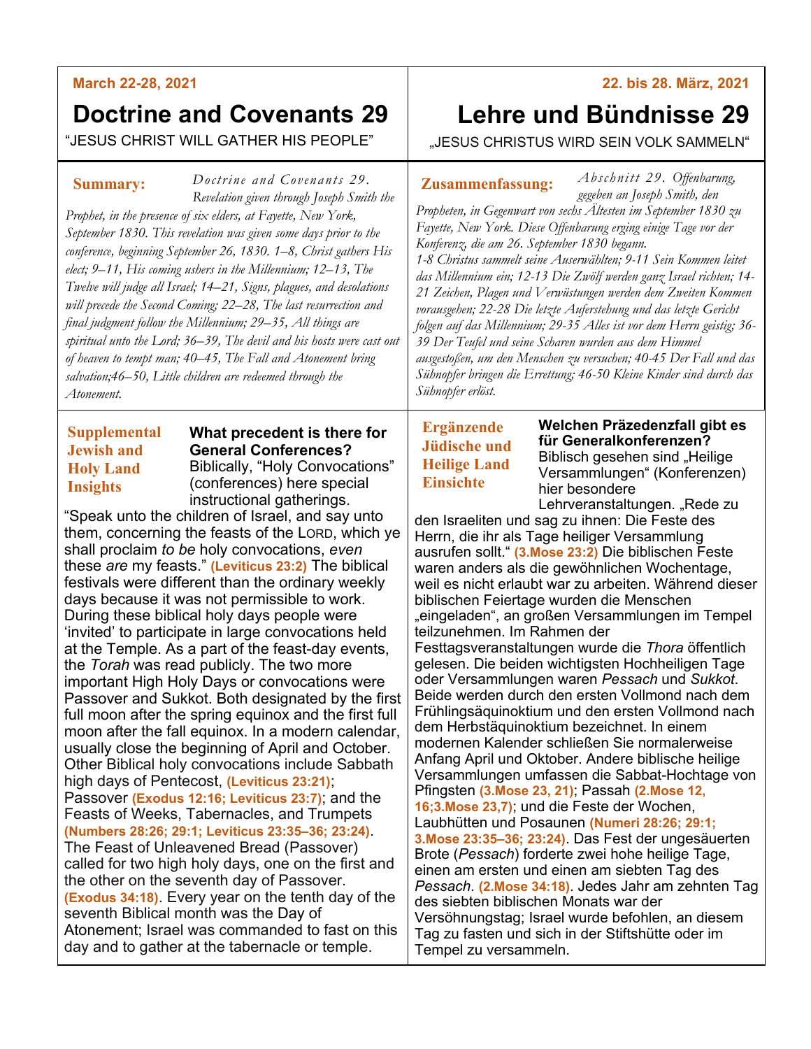March 22-28, 2021

# Doctrine and Covenants 29

"JESUS CHRIST WILL GATHER HIS PEOPLE"

**Summary:** *Doctrine and Covenants 29. Revelation given through Joseph Smith the Prophet, in the presence of six elders, at Fayette, New York, September 1830. This revelation was given some days prior to the conference, beginning September 26, 1830. 1–8, Christ gathers His elect; 9–11, His coming ushers in the Millennium; 12–13, The Twelve will judge all Israel; 14–21, Signs, plagues, and desolations will precede the Second Coming; 22–28, The last resurrection and final judgment follow the Millennium; 29–35, All things are spiritual unto the Lord; 36–39, The devil and his hosts were cast out of heaven to tempt man; 40–45, The Fall and Atonement bring salvation;46–50, Little children are redeemed through the Atonement.*

**Supplemental Jewish and Holy Land Insights**

**What precedent is there for General Conferences?** Biblically, "Holy Convocations" (conferences) here special instructional gatherings. "Speak unto the children of Israel, and say unto them, concerning the feasts of the LORD, which ye shall proclaim *to be* holy convocations, *even* these *are* my feasts." **(Leviticus 23:2)** The biblical festivals were different than the ordinary weekly days because it was not permissible to work. During these biblical holy days people were 'invited' to participate in large convocations held at the Temple. As a part of the feast-day events, the *Torah* was read publicly. The two more important High Holy Days or convocations were Passover and Sukkot. Both designated by the first full moon after the spring equinox and the first full moon after the fall equinox. In a modern calendar, usually close the beginning of April and October. Other Biblical holy convocations include Sabbath high days of Pentecost, **(Leviticus 23:21)**; Passover **(Exodus 12:16; Leviticus 23:7)**; and the Feasts of Weeks, Tabernacles, and Trumpets **(Numbers 28:26; 29:1; Leviticus 23:35–36; 23:24)**. The Feast of Unleavened Bread (Passover) called for two high holy days, one on the first and the other on the seventh day of Passover. **(Exodus 34:18)**. Every year on the tenth day of the seventh Biblical month was the Day of Atonement; Israel was commanded to fast on this day and to gather at the tabernacle or temple.

22. bis 28. März, 2021

# Lehre und Bündnisse 29

„JESUS CHRISTUS WIRD SEIN VOLK SAMMELN"

**Zusammenfassung:** *Abschnitt 29. Offenbarung, gegeben an Joseph Smith, den Propheten, in Gegenwart von sechs Ältesten im September 1830 zu Fayette, New York. Diese Offenbarung erging einige Tage vor der Konferenz, die am 26. September 1830 begann. 1-8 Christus sammelt seine Auserwählten; 9-11 Sein Kommen leitet das Millennium ein; 12-13 Die Zwölf werden ganz Israel richten; 14-21 Zeichen, Plagen und Verwüstungen werden dem Zweiten Kommen vorausgehen; 22-28 Die letzte Auferstehung und das letzte Gericht folgen auf das Millennium; 29-35 Alles ist vor dem Herrn geistig; 36-39 Der Teufel und seine Scharen wurden aus dem Himmel ausgestoßen, um den Menschen zu versuchen; 40-45 Der Fall und das Sühnopfer bringen die Errettung; 46-50 Kleine Kinder sind durch das Sühnopfer erlöst.*

**Ergänzende Jüdische und Heilige Land Einsichte**

**Welchen Präzedenzfall gibt es für Generalkonferenzen?** Biblisch gesehen sind „Heilige Versammlungen" (Konferenzen) hier besondere Lehrveranstaltungen. „Rede zu den Israeliten und sag zu ihnen: Die Feste des Herrn, die ihr als Tage heiliger Versammlung ausrufen sollt." **(3.Mose 23:2)** Die biblischen Feste waren anders als die gewöhnlichen Wochentage, weil es nicht erlaubt war zu arbeiten. Während dieser biblischen Feiertage wurden die Menschen „eingeladen", an großen Versammlungen im Tempel teilzunehmen. Im Rahmen der Festtagsveranstaltungen wurde die *Thora* öffentlich gelesen. Die beiden wichtigsten Hochheiligen Tage oder Versammlungen waren *Pessach* und *Sukkot*. Beide werden durch den ersten Vollmond nach dem Frühlingsäquinoktium und den ersten Vollmond nach dem Herbstäquinoktium bezeichnet. In einem modernen Kalender schließen Sie normalerweise Anfang April und Oktober. Andere biblische heilige Versammlungen umfassen die Sabbat-Hochtage von Pfingsten **(3.Mose 23, 21)**; Passah **(2.Mose 12, 16;3.Mose 23,7)**; und die Feste der Wochen, Laubhütten und Posaunen **(Numeri 28:26; 29:1; 3.Mose 23:35–36; 23:24)**. Das Fest der ungesäuerten Brote (*Pessach*) forderte zwei hohe heilige Tage, einen am ersten und einen am siebten Tag des *Pessach*. **(2.Mose 34:18)**. Jedes Jahr am zehnten Tag des siebten biblischen Monats war der Versöhnungstag; Israel wurde befohlen, an diesem Tag zu fasten und sich in der Stiftshütte oder im Tempel zu versammeln.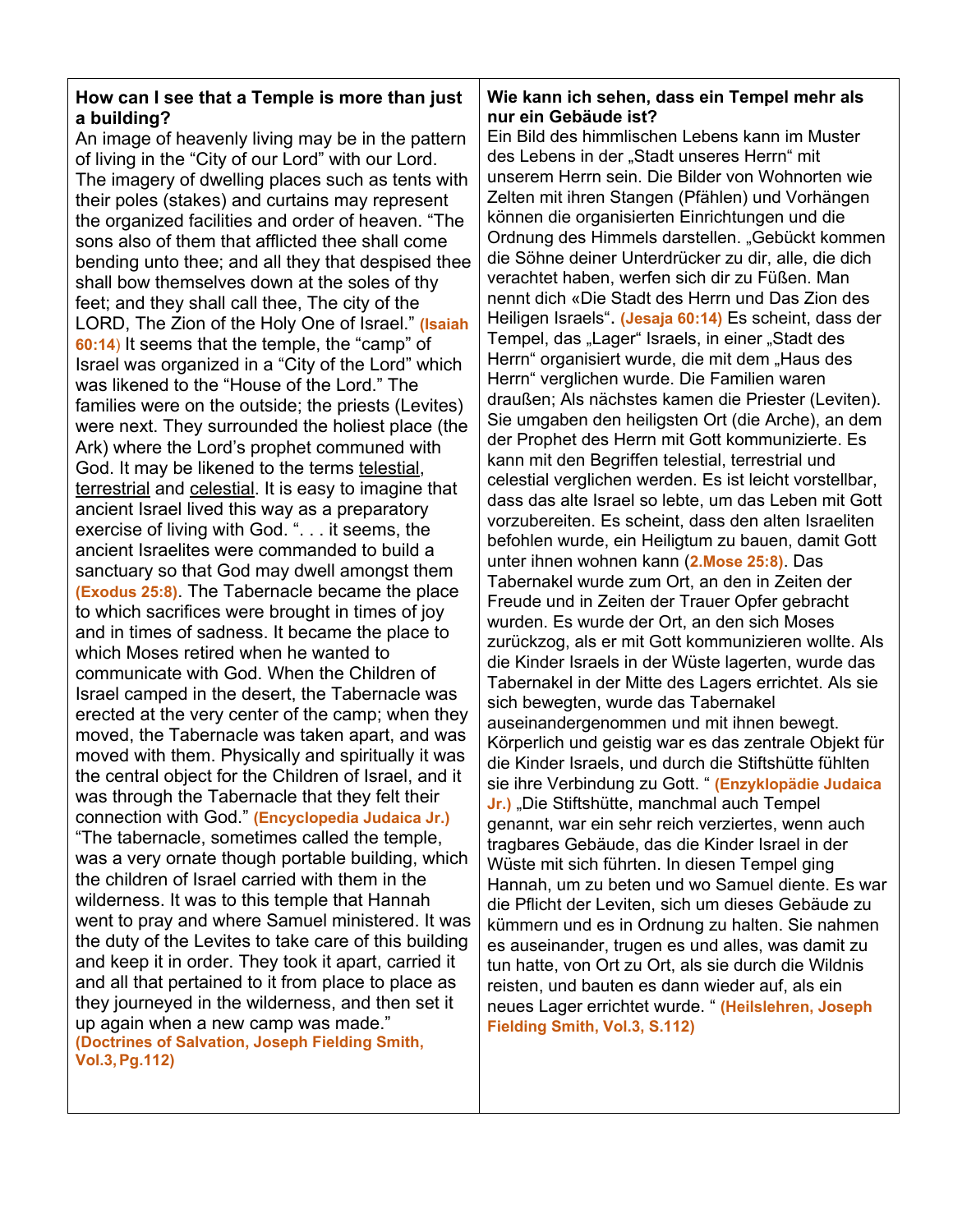**How can I see that a Temple is more than just a building?**

An image of heavenly living may be in the pattern of living in the "City of our Lord" with our Lord. The imagery of dwelling places such as tents with their poles (stakes) and curtains may represent the organized facilities and order of heaven. "The sons also of them that afflicted thee shall come bending unto thee; and all they that despised thee shall bow themselves down at the soles of thy feet; and they shall call thee, The city of the LORD, The Zion of the Holy One of Israel." **(Isaiah 60:14)** It seems that the temple, the "camp" of Israel was organized in a "City of the Lord" which was likened to the "House of the Lord." The families were on the outside; the priests (Levites) were next. They surrounded the holiest place (the Ark) where the Lord's prophet communed with God. It may be likened to the terms telestial, terrestrial and celestial. It is easy to imagine that ancient Israel lived this way as a preparatory exercise of living with God. ". . . it seems, the ancient Israelites were commanded to build a sanctuary so that God may dwell amongst them **(Exodus 25:8)**. The Tabernacle became the place to which sacrifices were brought in times of joy and in times of sadness. It became the place to which Moses retired when he wanted to communicate with God. When the Children of Israel camped in the desert, the Tabernacle was erected at the very center of the camp; when they moved, the Tabernacle was taken apart, and was moved with them. Physically and spiritually it was the central object for the Children of Israel, and it was through the Tabernacle that they felt their connection with God." **(Encyclopedia Judaica Jr.)** "The tabernacle, sometimes called the temple, was a very ornate though portable building, which the children of Israel carried with them in the wilderness. It was to this temple that Hannah went to pray and where Samuel ministered. It was the duty of the Levites to take care of this building and keep it in order. They took it apart, carried it and all that pertained to it from place to place as they journeyed in the wilderness, and then set it up again when a new camp was made." **(Doctrines of Salvation, Joseph Fielding Smith, Vol.3, Pg.112)**

**Wie kann ich sehen, dass ein Tempel mehr als nur ein Gebäude ist?**

Ein Bild des himmlischen Lebens kann im Muster des Lebens in der „Stadt unseres Herrn" mit unserem Herrn sein. Die Bilder von Wohnorten wie Zelten mit ihren Stangen (Pfählen) und Vorhängen können die organisierten Einrichtungen und die Ordnung des Himmels darstellen. „Gebückt kommen die Söhne deiner Unterdrücker zu dir, alle, die dich verachtet haben, werfen sich dir zu Füßen. Man nennt dich «Die Stadt des Herrn und Das Zion des Heiligen Israels". **(Jesaja 60:14)** Es scheint, dass der Tempel, das „Lager" Israels, in einer „Stadt des Herrn" organisiert wurde, die mit dem „Haus des Herrn" verglichen wurde. Die Familien waren draußen; Als nächstes kamen die Priester (Leviten). Sie umgaben den heiligsten Ort (die Arche), an dem der Prophet des Herrn mit Gott kommunizierte. Es kann mit den Begriffen telestial, terrestrial und celestial verglichen werden. Es ist leicht vorstellbar, dass das alte Israel so lebte, um das Leben mit Gott vorzubereiten. Es scheint, dass den alten Israeliten befohlen wurde, ein Heiligtum zu bauen, damit Gott unter ihnen wohnen kann **(2.Mose 25:8)**. Das Tabernakel wurde zum Ort, an den in Zeiten der Freude und in Zeiten der Trauer Opfer gebracht wurden. Es wurde der Ort, an den sich Moses zurückzog, als er mit Gott kommunizieren wollte. Als die Kinder Israels in der Wüste lagerten, wurde das Tabernakel in der Mitte des Lagers errichtet. Als sie sich bewegten, wurde das Tabernakel auseinandergenommen und mit ihnen bewegt. Körperlich und geistig war es das zentrale Objekt für die Kinder Israels, und durch die Stiftshütte fühlten sie ihre Verbindung zu Gott. " **(Enzyklopädie Judaica Jr.)** „Die Stiftshütte, manchmal auch Tempel genannt, war ein sehr reich verziertes, wenn auch tragbares Gebäude, das die Kinder Israel in der Wüste mit sich führten. In diesen Tempel ging Hannah, um zu beten und wo Samuel diente. Es war die Pflicht der Leviten, sich um dieses Gebäude zu kümmern und es in Ordnung zu halten. Sie nahmen es auseinander, trugen es und alles, was damit zu tun hatte, von Ort zu Ort, als sie durch die Wildnis reisten, und bauten es dann wieder auf, als ein neues Lager errichtet wurde. " **(Heilslehren, Joseph Fielding Smith, Vol.3, S.112)**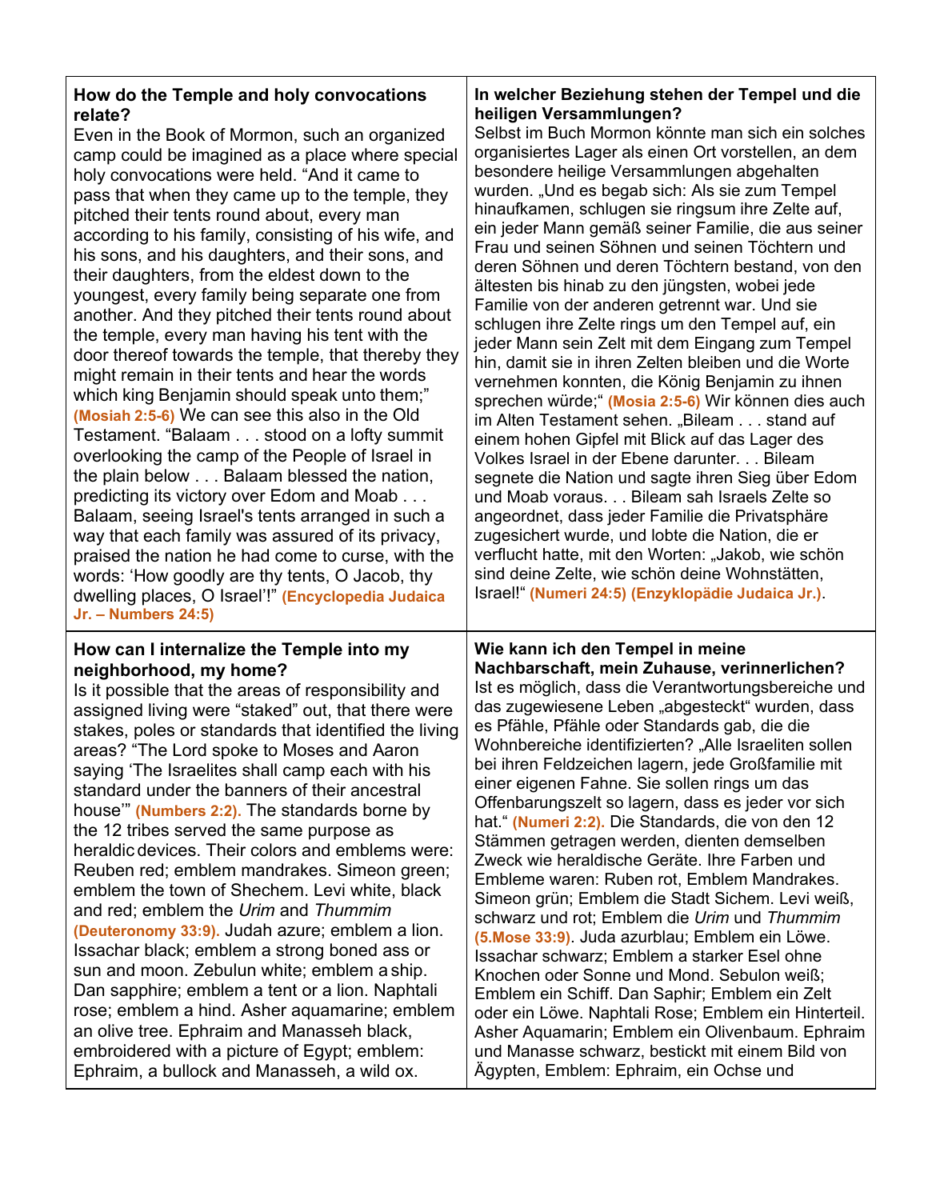| | |
|---|---|
| **How do the Temple and holy convocations relate?**<br>Even in the Book of Mormon, such an organized camp could be imagined as a place where special holy convocations were held. "And it came to pass that when they came up to the temple, they pitched their tents round about, every man according to his family, consisting of his wife, and his sons, and his daughters, and their sons, and their daughters, from the eldest down to the youngest, every family being separate one from another. And they pitched their tents round about the temple, every man having his tent with the door thereof towards the temple, that thereby they might remain in their tents and hear the words which king Benjamin should speak unto them;" **(Mosiah 2:5-6)** We can see this also in the Old Testament. "Balaam . . . stood on a lofty summit overlooking the camp of the People of Israel in the plain below . . . Balaam blessed the nation, predicting its victory over Edom and Moab . . . Balaam, seeing Israel's tents arranged in such a way that each family was assured of its privacy, praised the nation he had come to curse, with the words: 'How goodly are thy tents, O Jacob, thy dwelling places, O Israel'!" **(Encyclopedia Judaica Jr. – Numbers 24:5)** | **In welcher Beziehung stehen der Tempel und die heiligen Versammlungen?**<br>Selbst im Buch Mormon könnte man sich ein solches organisiertes Lager als einen Ort vorstellen, an dem besondere heilige Versammlungen abgehalten wurden. „Und es begab sich: Als sie zum Tempel hinaufkamen, schlugen sie ringsum ihre Zelte auf, ein jeder Mann gemäß seiner Familie, die aus seiner Frau und seinen Söhnen und seinen Töchtern und deren Söhnen und deren Töchtern bestand, von den ältesten bis hinab zu den jüngsten, wobei jede Familie von der anderen getrennt war. Und sie schlugen ihre Zelte rings um den Tempel auf, ein jeder Mann sein Zelt mit dem Eingang zum Tempel hin, damit sie in ihren Zelten bleiben und die Worte vernehmen konnten, die König Benjamin zu ihnen sprechen würde;" **(Mosia 2:5-6)** Wir können dies auch im Alten Testament sehen. „Bileam . . . stand auf einem hohen Gipfel mit Blick auf das Lager des Volkes Israel in der Ebene darunter. . . Bileam segnete die Nation und sagte ihren Sieg über Edom und Moab voraus. . . Bileam sah Israels Zelte so angeordnet, dass jeder Familie die Privatsphäre zugesichert wurde, und lobte die Nation, die er verflucht hatte, mit den Worten: „Jakob, wie schön sind deine Zelte, wie schön deine Wohnstätten, Israel!" **(Numeri 24:5) (Enzyklopädie Judaica Jr.)**. |
| **How can I internalize the Temple into my neighborhood, my home?**<br>Is it possible that the areas of responsibility and assigned living were "staked" out, that there were stakes, poles or standards that identified the living areas? "The Lord spoke to Moses and Aaron saying 'The Israelites shall camp each with his standard under the banners of their ancestral house'" **(Numbers 2:2).** The standards borne by the 12 tribes served the same purpose as heraldic devices. Their colors and emblems were: Reuben red; emblem mandrakes. Simeon green; emblem the town of Shechem. Levi white, black and red; emblem the *Urim* and *Thummim* **(Deuteronomy 33:9).** Judah azure; emblem a lion. Issachar black; emblem a strong boned ass or sun and moon. Zebulun white; emblem a ship. Dan sapphire; emblem a tent or a lion. Naphtali rose; emblem a hind. Asher aquamarine; emblem an olive tree. Ephraim and Manasseh black, embroidered with a picture of Egypt; emblem: Ephraim, a bullock and Manasseh, a wild ox. | **Wie kann ich den Tempel in meine Nachbarschaft, mein Zuhause, verinnerlichen?**<br>Ist es möglich, dass die Verantwortungsbereiche und das zugewiesene Leben „abgesteckt" wurden, dass es Pfähle, Pfähle oder Standards gab, die die Wohnbereiche identifizierten? „Alle Israeliten sollen bei ihren Feldzeichen lagern, jede Großfamilie mit einer eigenen Fahne. Sie sollen rings um das Offenbarungszelt so lagern, dass es jeder vor sich hat." **(Numeri 2:2).** Die Standards, die von den 12 Stämmen getragen werden, dienten demselben Zweck wie heraldische Geräte. Ihre Farben und Embleme waren: Ruben rot, Emblem Mandrakes. Simeon grün; Emblem die Stadt Sichem. Levi weiß, schwarz und rot; Emblem die *Urim* und *Thummim* **(5.Mose 33:9).** Juda azurblau; Emblem ein Löwe. Issachar schwarz; Emblem a starker Esel ohne Knochen oder Sonne und Mond. Sebulon weiß; Emblem ein Schiff. Dan Saphir; Emblem ein Zelt oder ein Löwe. Naphtali Rose; Emblem ein Hinterteil. Asher Aquamarin; Emblem ein Olivenbaum. Ephraim und Manasse schwarz, bestickt mit einem Bild von Ägypten, Emblem: Ephraim, ein Ochse und |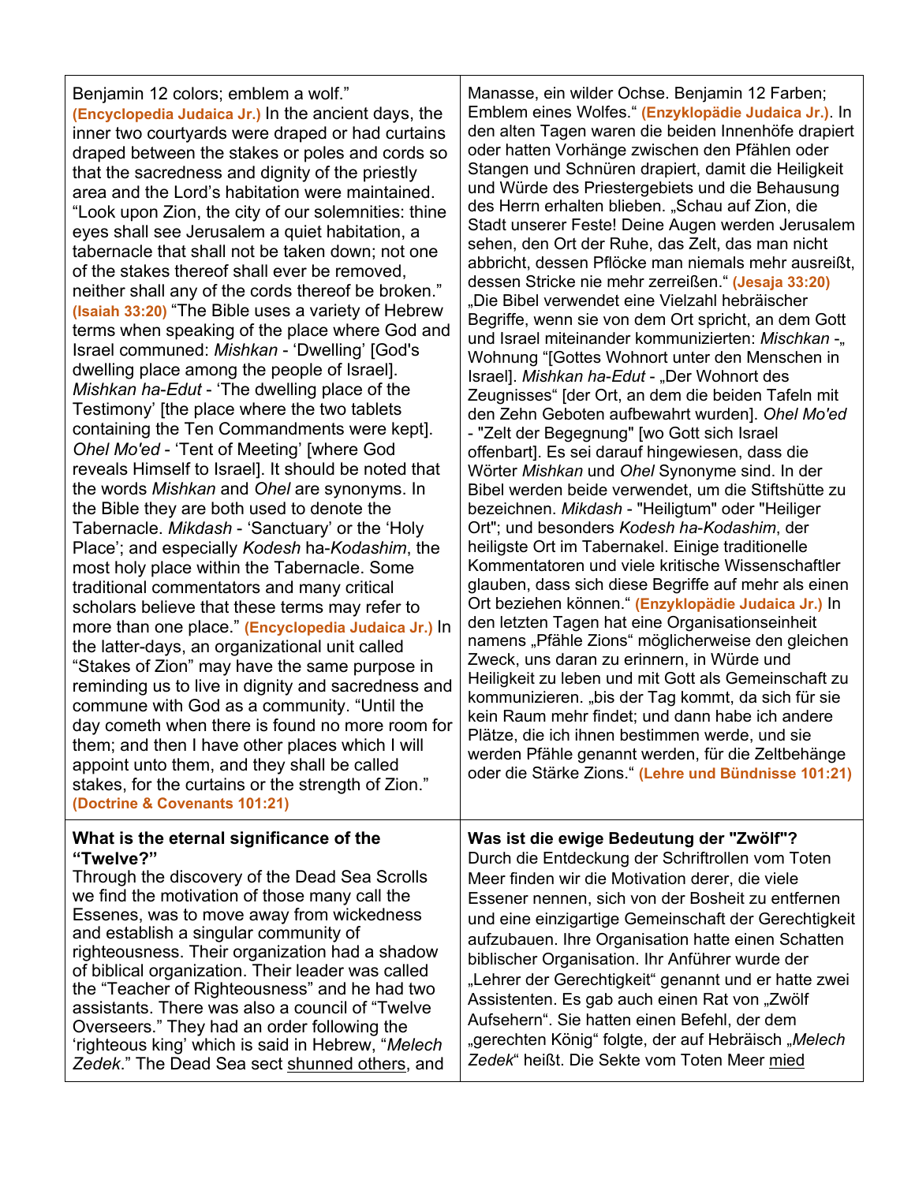| | |
|---|---|
| Benjamin 12 colors; emblem a wolf." **(Encyclopedia Judaica Jr.)** In the ancient days, the inner two courtyards were draped or had curtains draped between the stakes or poles and cords so that the sacredness and dignity of the priestly area and the Lord's habitation were maintained. "Look upon Zion, the city of our solemnities: thine eyes shall see Jerusalem a quiet habitation, a tabernacle that shall not be taken down; not one of the stakes thereof shall ever be removed, neither shall any of the cords thereof be broken." **(Isaiah 33:20)** "The Bible uses a variety of Hebrew terms when speaking of the place where God and Israel communed: *Mishkan* - 'Dwelling' [God's dwelling place among the people of Israel]. *Mishkan ha-Edut* - 'The dwelling place of the Testimony' [the place where the two tablets containing the Ten Commandments were kept]. *Ohel Mo'ed* - 'Tent of Meeting' [where God reveals Himself to Israel]. It should be noted that the words *Mishkan* and *Ohel* are synonyms. In the Bible they are both used to denote the Tabernacle. *Mikdash* - 'Sanctuary' or the 'Holy Place'; and especially *Kodesh* ha-*Kodashim*, the most holy place within the Tabernacle. Some traditional commentators and many critical scholars believe that these terms may refer to more than one place." **(Encyclopedia Judaica Jr.)** In the latter-days, an organizational unit called "Stakes of Zion" may have the same purpose in reminding us to live in dignity and sacredness and commune with God as a community. "Until the day cometh when there is found no more room for them; and then I have other places which I will appoint unto them, and they shall be called stakes, for the curtains or the strength of Zion." **(Doctrine & Covenants 101:21)** | Manasse, ein wilder Ochse. Benjamin 12 Farben; Emblem eines Wolfes." **(Enzyklopädie Judaica Jr.)**. In den alten Tagen waren die beiden Innenhöfe drapiert oder hatten Vorhänge zwischen den Pfählen oder Stangen und Schnüren drapiert, damit die Heiligkeit und Würde des Priestergebiets und die Behausung des Herrn erhalten blieben. „Schau auf Zion, die Stadt unserer Feste! Deine Augen werden Jerusalem sehen, den Ort der Ruhe, das Zelt, das man nicht abbricht, dessen Pflöcke man niemals mehr ausreißt, dessen Stricke nie mehr zerreißen." **(Jesaja 33:20)** „Die Bibel verwendet eine Vielzahl hebräischer Begriffe, wenn sie von dem Ort spricht, an dem Gott und Israel miteinander kommunizierten: *Mischkan* -„ Wohnung "[Gottes Wohnort unter den Menschen in Israel]. *Mishkan ha-Edut* - „Der Wohnort des Zeugnisses" [der Ort, an dem die beiden Tafeln mit den Zehn Geboten aufbewahrt wurden]. *Ohel Mo'ed* - "Zelt der Begegnung" [wo Gott sich Israel offenbart]. Es sei darauf hingewiesen, dass die Wörter *Mishkan* und *Ohel* Synonyme sind. In der Bibel werden beide verwendet, um die Stiftshütte zu bezeichnen. *Mikdash* - "Heiligtum" oder "Heiliger Ort"; und besonders *Kodesh ha-Kodashim*, der heiligste Ort im Tabernakel. Einige traditionelle Kommentatoren und viele kritische Wissenschaftler glauben, dass sich diese Begriffe auf mehr als einen Ort beziehen können." **(Enzyklopädie Judaica Jr.)** In den letzten Tagen hat eine Organisationseinheit namens „Pfähle Zions" möglicherweise den gleichen Zweck, uns daran zu erinnern, in Würde und Heiligkeit zu leben und mit Gott als Gemeinschaft zu kommunizieren. „bis der Tag kommt, da sich für sie kein Raum mehr findet; und dann habe ich andere Plätze, die ich ihnen bestimmen werde, und sie werden Pfähle genannt werden, für die Zeltbehänge oder die Stärke Zions." **(Lehre und Bündnisse 101:21)** |
| **What is the eternal significance of the "Twelve?"** Through the discovery of the Dead Sea Scrolls we find the motivation of those many call the Essenes, was to move away from wickedness and establish a singular community of righteousness. Their organization had a shadow of biblical organization. Their leader was called the "Teacher of Righteousness" and he had two assistants. There was also a council of "Twelve Overseers." They had an order following the 'righteous king' which is said in Hebrew, "*Melech Zedek*." The Dead Sea sect <u>shunned others</u>, and | **Was ist die ewige Bedeutung der "Zwölf"?** Durch die Entdeckung der Schriftrollen vom Toten Meer finden wir die Motivation derer, die viele Essener nennen, sich von der Bosheit zu entfernen und eine einzigartige Gemeinschaft der Gerechtigkeit aufzubauen. Ihre Organisation hatte einen Schatten biblischer Organisation. Ihr Anführer wurde der „Lehrer der Gerechtigkeit" genannt und er hatte zwei Assistenten. Es gab auch einen Rat von „Zwölf Aufsehern". Sie hatten einen Befehl, der dem „gerechten König" folgte, der auf Hebräisch „*Melech Zedek*" heißt. Die Sekte vom Toten Meer <u>mied</u> |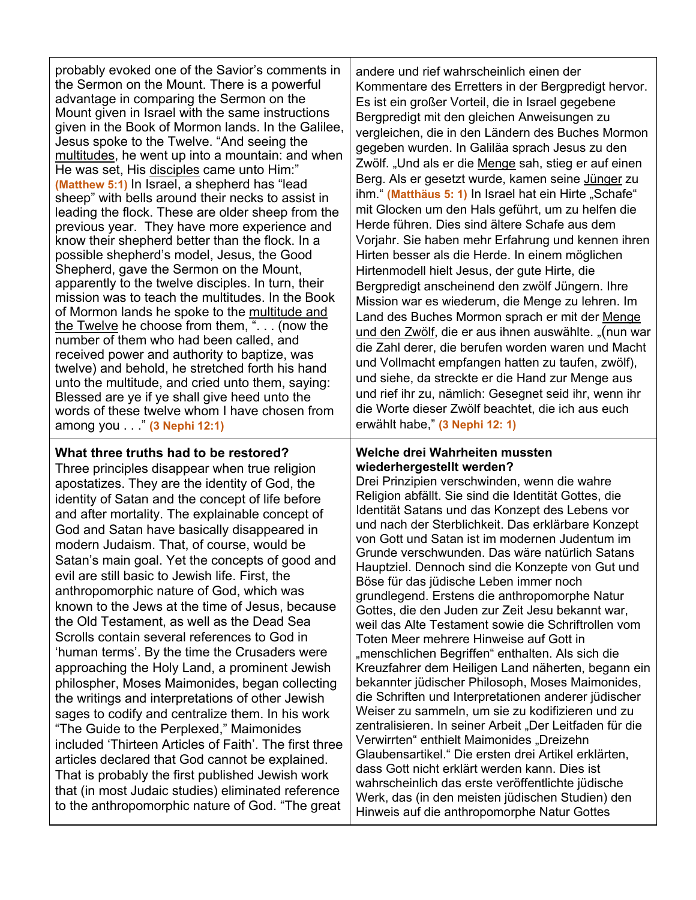| | |
|---|---|
| probably evoked one of the Savior's comments in the Sermon on the Mount. There is a powerful advantage in comparing the Sermon on the Mount given in Israel with the same instructions given in the Book of Mormon lands. In the Galilee, Jesus spoke to the Twelve. "And seeing the <u>multitudes</u>, he went up into a mountain: and when He was set, His <u>disciples</u> came unto Him:" **(Matthew 5:1)** In Israel, a shepherd has "lead sheep" with bells around their necks to assist in leading the flock. These are older sheep from the previous year. They have more experience and know their shepherd better than the flock. In a possible shepherd's model, Jesus, the Good Shepherd, gave the Sermon on the Mount, apparently to the twelve disciples. In turn, their mission was to teach the multitudes. In the Book of Mormon lands he spoke to the <u>multitude and the Twelve</u> he choose from them, ". . . (now the number of them who had been called, and received power and authority to baptize, was twelve) and behold, he stretched forth his hand unto the multitude, and cried unto them, saying: Blessed are ye if ye shall give heed unto the words of these twelve whom I have chosen from among you . . ." **(3 Nephi 12:1)** | andere und rief wahrscheinlich einen der Kommentare des Erretters in der Bergpredigt hervor. Es ist ein großer Vorteil, die in Israel gegebene Bergpredigt mit den gleichen Anweisungen zu vergleichen, die in den Ländern des Buches Mormon gegeben wurden. In Galiläa sprach Jesus zu den Zwölf. „Und als er die <u>Menge</u> sah, stieg er auf einen Berg. Als er gesetzt wurde, kamen seine <u>Jünger</u> zu ihm." **(Matthäus 5: 1)** In Israel hat ein Hirte „Schafe" mit Glocken um den Hals geführt, um zu helfen die Herde führen. Dies sind ältere Schafe aus dem Vorjahr. Sie haben mehr Erfahrung und kennen ihren Hirten besser als die Herde. In einem möglichen Hirtenmodell hielt Jesus, der gute Hirte, die Bergpredigt anscheinend den zwölf Jüngern. Ihre Mission war es wiederum, die Menge zu lehren. Im Land des Buches Mormon sprach er mit der <u>Menge und den Zwölf</u>, die er aus ihnen auswählte. „(nun war die Zahl derer, die berufen worden waren und Macht und Vollmacht empfangen hatten zu taufen, zwölf), und siehe, da streckte er die Hand zur Menge aus und rief ihr zu, nämlich: Gesegnet seid ihr, wenn ihr die Worte dieser Zwölf beachtet, die ich aus euch erwählt habe," **(3 Nephi 12: 1)** |
| **What three truths had to be restored?** Three principles disappear when true religion apostatizes. They are the identity of God, the identity of Satan and the concept of life before and after mortality. The explainable concept of God and Satan have basically disappeared in modern Judaism. That, of course, would be Satan's main goal. Yet the concepts of good and evil are still basic to Jewish life. First, the anthropomorphic nature of God, which was known to the Jews at the time of Jesus, because the Old Testament, as well as the Dead Sea Scrolls contain several references to God in 'human terms'. By the time the Crusaders were approaching the Holy Land, a prominent Jewish philospher, Moses Maimonides, began collecting the writings and interpretations of other Jewish sages to codify and centralize them. In his work "The Guide to the Perplexed," Maimonides included 'Thirteen Articles of Faith'. The first three articles declared that God cannot be explained. That is probably the first published Jewish work that (in most Judaic studies) eliminated reference to the anthropomorphic nature of God. "The great | **Welche drei Wahrheiten mussten wiederhergestellt werden?** Drei Prinzipien verschwinden, wenn die wahre Religion abfällt. Sie sind die Identität Gottes, die Identität Satans und das Konzept des Lebens vor und nach der Sterblichkeit. Das erklärbare Konzept von Gott und Satan ist im modernen Judentum im Grunde verschwunden. Das wäre natürlich Satans Hauptziel. Dennoch sind die Konzepte von Gut und Böse für das jüdische Leben immer noch grundlegend. Erstens die anthropomorphe Natur Gottes, die den Juden zur Zeit Jesu bekannt war, weil das Alte Testament sowie die Schriftrollen vom Toten Meer mehrere Hinweise auf Gott in „menschlichen Begriffen" enthalten. Als sich die Kreuzfahrer dem Heiligen Land näherten, begann ein bekannter jüdischer Philosoph, Moses Maimonides, die Schriften und Interpretationen anderer jüdischer Weiser zu sammeln, um sie zu kodifizieren und zu zentralisieren. In seiner Arbeit „Der Leitfaden für die Verwirrten" enthielt Maimonides „Dreizehn Glaubensartikel." Die ersten drei Artikel erklärten, dass Gott nicht erklärt werden kann. Dies ist wahrscheinlich das erste veröffentlichte jüdische Werk, das (in den meisten jüdischen Studien) den Hinweis auf die anthropomorphe Natur Gottes |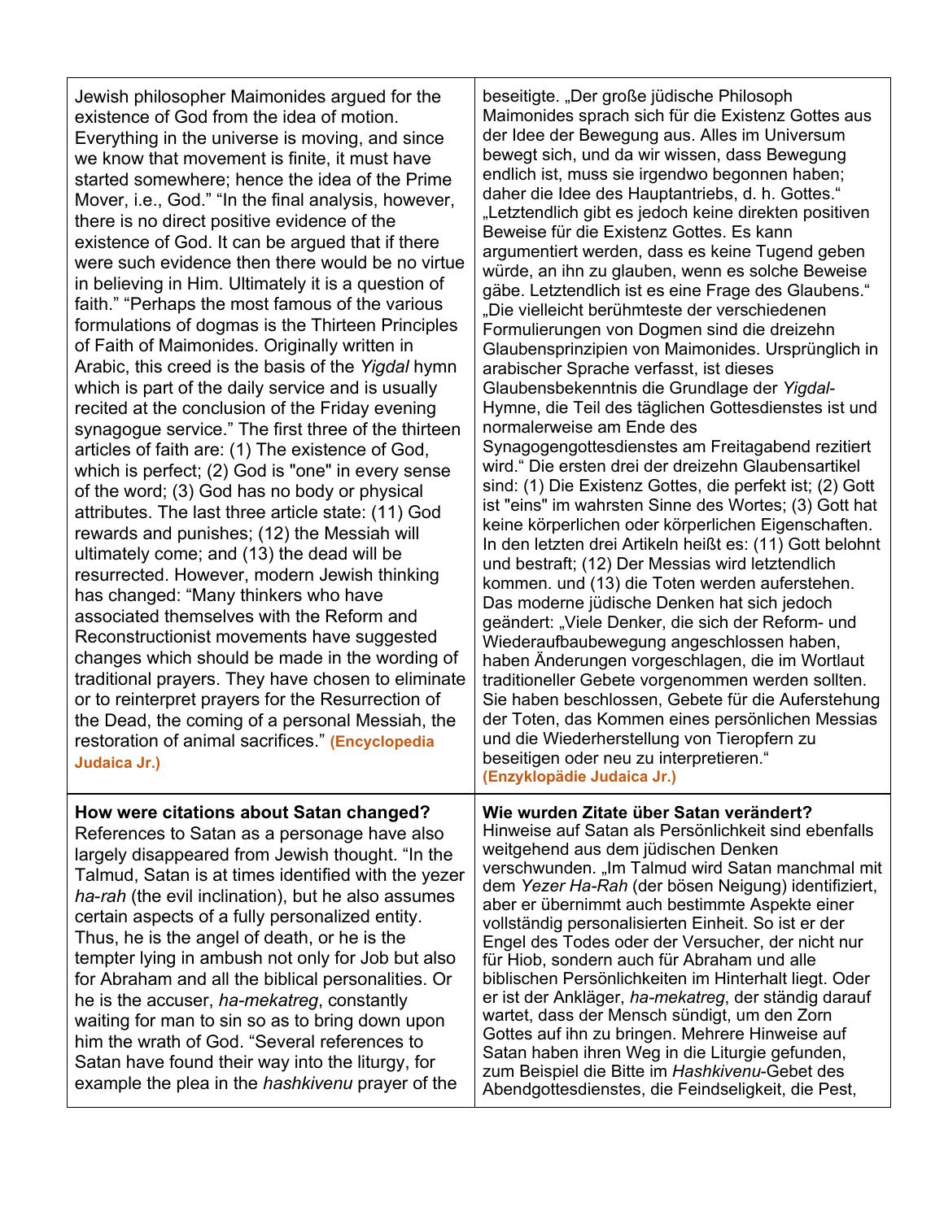| | |
|---|---|
| Jewish philosopher Maimonides argued for the existence of God from the idea of motion. Everything in the universe is moving, and since we know that movement is finite, it must have started somewhere; hence the idea of the Prime Mover, i.e., God." "In the final analysis, however, there is no direct positive evidence of the existence of God. It can be argued that if there were such evidence then there would be no virtue in believing in Him. Ultimately it is a question of faith." "Perhaps the most famous of the various formulations of dogmas is the Thirteen Principles of Faith of Maimonides. Originally written in Arabic, this creed is the basis of the *Yigdal* hymn which is part of the daily service and is usually recited at the conclusion of the Friday evening synagogue service." The first three of the thirteen articles of faith are: (1) The existence of God, which is perfect; (2) God is "one" in every sense of the word; (3) God has no body or physical attributes. The last three article state: (11) God rewards and punishes; (12) the Messiah will ultimately come; and (13) the dead will be resurrected. However, modern Jewish thinking has changed: "Many thinkers who have associated themselves with the Reform and Reconstructionist movements have suggested changes which should be made in the wording of traditional prayers. They have chosen to eliminate or to reinterpret prayers for the Resurrection of the Dead, the coming of a personal Messiah, the restoration of animal sacrifices." **(Encyclopedia Judaica Jr.)** | beseitigte. „Der große jüdische Philosoph Maimonides sprach sich für die Existenz Gottes aus der Idee der Bewegung aus. Alles im Universum bewegt sich, und da wir wissen, dass Bewegung endlich ist, muss sie irgendwo begonnen haben; daher die Idee des Hauptantriebs, d. h. Gottes." „Letztendlich gibt es jedoch keine direkten positiven Beweise für die Existenz Gottes. Es kann argumentiert werden, dass es keine Tugend geben würde, an ihn zu glauben, wenn es solche Beweise gäbe. Letztendlich ist es eine Frage des Glaubens." „Die vielleicht berühmteste der verschiedenen Formulierungen von Dogmen sind die dreizehn Glaubensprinzipien von Maimonides. Ursprünglich in arabischer Sprache verfasst, ist dieses Glaubensbekenntnis die Grundlage der *Yigdal*-Hymne, die Teil des täglichen Gottesdienstes ist und normalerweise am Ende des Synagogengottesdienstes am Freitagabend rezitiert wird." Die ersten drei der dreizehn Glaubensartikel sind: (1) Die Existenz Gottes, die perfekt ist; (2) Gott ist "eins" im wahrsten Sinne des Wortes; (3) Gott hat keine körperlichen oder körperlichen Eigenschaften. In den letzten drei Artikeln heißt es: (11) Gott belohnt und bestraft; (12) Der Messias wird letztendlich kommen. und (13) die Toten werden auferstehen. Das moderne jüdische Denken hat sich jedoch geändert: „Viele Denker, die sich der Reform- und Wiederaufbaubewegung angeschlossen haben, haben Änderungen vorgeschlagen, die im Wortlaut traditioneller Gebete vorgenommen werden sollten. Sie haben beschlossen, Gebete für die Auferstehung der Toten, das Kommen eines persönlichen Messias und die Wiederherstellung von Tieropfern zu beseitigen oder neu zu interpretieren." **(Enzyklopädie Judaica Jr.)** |
| **How were citations about Satan changed?** References to Satan as a personage have also largely disappeared from Jewish thought. "In the Talmud, Satan is at times identified with the yezer *ha-rah* (the evil inclination), but he also assumes certain aspects of a fully personalized entity. Thus, he is the angel of death, or he is the tempter lying in ambush not only for Job but also for Abraham and all the biblical personalities. Or he is the accuser, *ha-mekatreg*, constantly waiting for man to sin so as to bring down upon him the wrath of God. "Several references to Satan have found their way into the liturgy, for example the plea in the *hashkivenu* prayer of the | **Wie wurden Zitate über Satan verändert?** Hinweise auf Satan als Persönlichkeit sind ebenfalls weitgehend aus dem jüdischen Denken verschwunden. „Im Talmud wird Satan manchmal mit dem *Yezer Ha-Rah* (der bösen Neigung) identifiziert, aber er übernimmt auch bestimmte Aspekte einer vollständig personalisierten Einheit. So ist er der Engel des Todes oder der Versucher, der nicht nur für Hiob, sondern auch für Abraham und alle biblischen Persönlichkeiten im Hinterhalt liegt. Oder er ist der Ankläger, *ha-mekatreg*, der ständig darauf wartet, dass der Mensch sündigt, um den Zorn Gottes auf ihn zu bringen. Mehrere Hinweise auf Satan haben ihren Weg in die Liturgie gefunden, zum Beispiel die Bitte im *Hashkivenu*-Gebet des Abendgottesdienstes, die Feindseligkeit, die Pest, |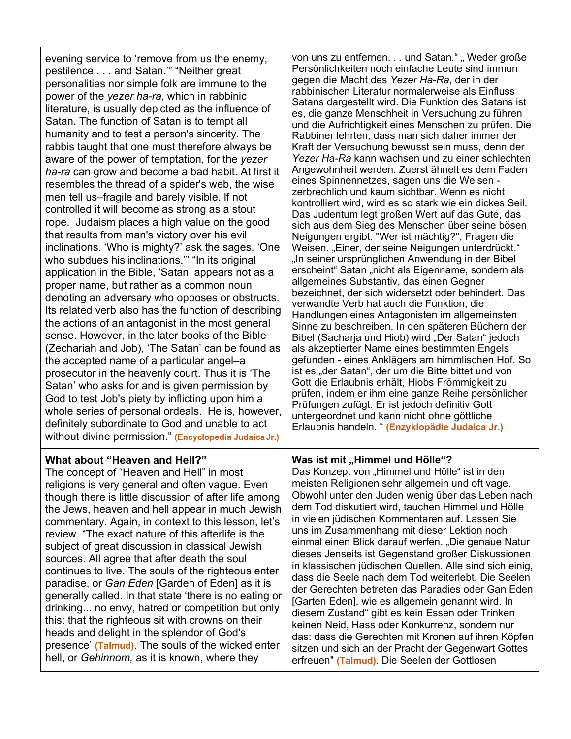| | |
|---|---|
| evening service to 'remove from us the enemy, pestilence . . . and Satan.'" "Neither great personalities nor simple folk are immune to the power of the *yezer ha-ra,* which in rabbinic literature, is usually depicted as the influence of Satan. The function of Satan is to tempt all humanity and to test a person's sincerity. The rabbis taught that one must therefore always be aware of the power of temptation, for the *yezer ha-ra* can grow and become a bad habit. At first it resembles the thread of a spider's web, the wise men tell us–fragile and barely visible. If not controlled it will become as strong as a stout rope. Judaism places a high value on the good that results from man's victory over his evil inclinations. 'Who is mighty?' ask the sages. 'One who subdues his inclinations.'" "In its original application in the Bible, 'Satan' appears not as a proper name, but rather as a common noun denoting an adversary who opposes or obstructs. Its related verb also has the function of describing the actions of an antagonist in the most general sense. However, in the later books of the Bible (Zechariah and Job), 'The Satan' can be found as the accepted name of a particular angel–a prosecutor in the heavenly court. Thus it is 'The Satan' who asks for and is given permission by God to test Job's piety by inflicting upon him a whole series of personal ordeals. He is, however, definitely subordinate to God and unable to act without divine permission." **(Encyclopedia Judaica Jr.)** | von uns zu entfernen. . . und Satan." „ Weder große Persönlichkeiten noch einfache Leute sind immun gegen die Macht des *Yezer Ha-Ra*, der in der rabbinischen Literatur normalerweise als Einfluss Satans dargestellt wird. Die Funktion des Satans ist es, die ganze Menschheit in Versuchung zu führen und die Aufrichtigkeit eines Menschen zu prüfen. Die Rabbiner lehrten, dass man sich daher immer der Kraft der Versuchung bewusst sein muss, denn der *Yezer Ha-Ra* kann wachsen und zu einer schlechten Angewohnheit werden. Zuerst ähnelt es dem Faden eines Spinnennetzes, sagen uns die Weisen - zerbrechlich und kaum sichtbar. Wenn es nicht kontrolliert wird, wird es so stark wie ein dickes Seil. Das Judentum legt großen Wert auf das Gute, das sich aus dem Sieg des Menschen über seine bösen Neigungen ergibt. "Wer ist mächtig?", Fragen die Weisen. „Einer, der seine Neigungen unterdrückt." „In seiner ursprünglichen Anwendung in der Bibel erscheint" Satan „nicht als Eigenname, sondern als allgemeines Substantiv, das einen Gegner bezeichnet, der sich widersetzt oder behindert. Das verwandte Verb hat auch die Funktion, die Handlungen eines Antagonisten im allgemeinsten Sinne zu beschreiben. In den späteren Büchern der Bibel (Sacharja und Hiob) wird „Der Satan" jedoch als akzeptierter Name eines bestimmten Engels gefunden - eines Anklägers am himmlischen Hof. So ist es „der Satan", der um die Bitte bittet und von Gott die Erlaubnis erhält, Hiobs Frömmigkeit zu prüfen, indem er ihm eine ganze Reihe persönlicher Prüfungen zufügt. Er ist jedoch definitiv Gott untergeordnet und kann nicht ohne göttliche Erlaubnis handeln. " **(Enzyklopädie Judaica Jr.)** |
| **What about "Heaven and Hell?"** The concept of "Heaven and Hell" in most religions is very general and often vague. Even though there is little discussion of after life among the Jews, heaven and hell appear in much Jewish commentary. Again, in context to this lesson, let's review. "The exact nature of this afterlife is the subject of great discussion in classical Jewish sources. All agree that after death the soul continues to live. The souls of the righteous enter paradise, or *Gan Eden* [Garden of Eden] as it is generally called. In that state 'there is no eating or drinking... no envy, hatred or competition but only this: that the righteous sit with crowns on their heads and delight in the splendor of God's presence' **(Talmud)**. The souls of the wicked enter hell, or *Gehinnom,* as it is known, where they | **Was ist mit „Himmel und Hölle"?** Das Konzept von „Himmel und Hölle" ist in den meisten Religionen sehr allgemein und oft vage. Obwohl unter den Juden wenig über das Leben nach dem Tod diskutiert wird, tauchen Himmel und Hölle in vielen jüdischen Kommentaren auf. Lassen Sie uns im Zusammenhang mit dieser Lektion noch einmal einen Blick darauf werfen. „Die genaue Natur dieses Jenseits ist Gegenstand großer Diskussionen in klassischen jüdischen Quellen. Alle sind sich einig, dass die Seele nach dem Tod weiterlebt. Die Seelen der Gerechten betreten das Paradies oder Gan Eden [Garten Eden], wie es allgemein genannt wird. In diesem Zustand" gibt es kein Essen oder Trinken keinen Neid, Hass oder Konkurrenz, sondern nur das: dass die Gerechten mit Kronen auf ihren Köpfen sitzen und sich an der Pracht der Gegenwart Gottes erfreuen" **(Talmud)**. Die Seelen der Gottlosen |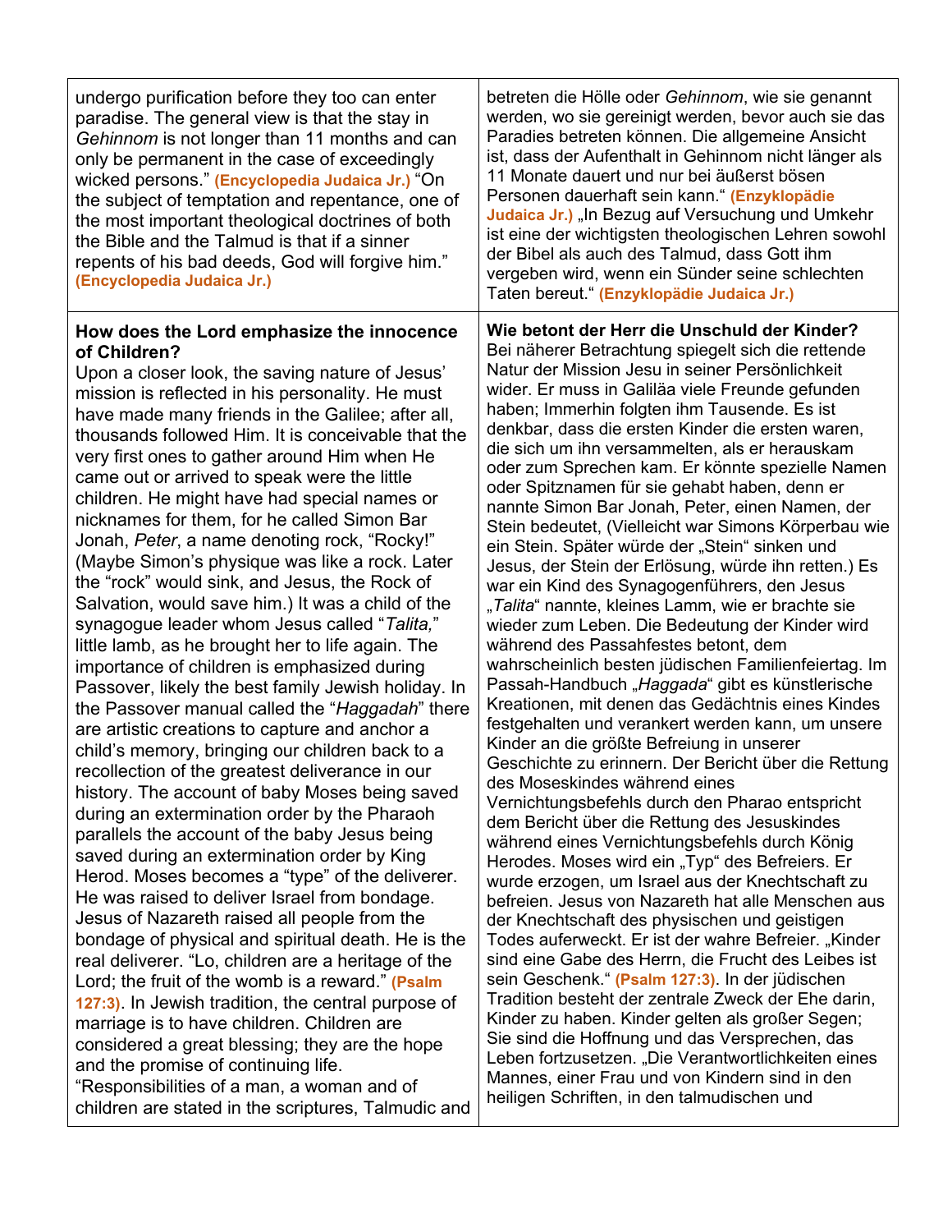| | |
|---|---|
| undergo purification before they too can enter paradise. The general view is that the stay in *Gehinnom* is not longer than 11 months and can only be permanent in the case of exceedingly wicked persons." **(Encyclopedia Judaica Jr.)** "On the subject of temptation and repentance, one of the most important theological doctrines of both the Bible and the Talmud is that if a sinner repents of his bad deeds, God will forgive him." **(Encyclopedia Judaica Jr.)** | betreten die Hölle oder *Gehinnom*, wie sie genannt werden, wo sie gereinigt werden, bevor auch sie das Paradies betreten können. Die allgemeine Ansicht ist, dass der Aufenthalt in Gehinnom nicht länger als 11 Monate dauert und nur bei äußerst bösen Personen dauerhaft sein kann." **(Enzyklopädie Judaica Jr.)** „In Bezug auf Versuchung und Umkehr ist eine der wichtigsten theologischen Lehren sowohl der Bibel als auch des Talmud, dass Gott ihm vergeben wird, wenn ein Sünder seine schlechten Taten bereut." **(Enzyklopädie Judaica Jr.)** |
| **How does the Lord emphasize the innocence of Children?**<br>Upon a closer look, the saving nature of Jesus' mission is reflected in his personality. He must have made many friends in the Galilee; after all, thousands followed Him. It is conceivable that the very first ones to gather around Him when He came out or arrived to speak were the little children. He might have had special names or nicknames for them, for he called Simon Bar Jonah, *Peter*, a name denoting rock, "Rocky!" (Maybe Simon's physique was like a rock. Later the "rock" would sink, and Jesus, the Rock of Salvation, would save him.) It was a child of the synagogue leader whom Jesus called "*Talita,*" little lamb, as he brought her to life again. The importance of children is emphasized during Passover, likely the best family Jewish holiday. In the Passover manual called the "*Haggadah*" there are artistic creations to capture and anchor a child's memory, bringing our children back to a recollection of the greatest deliverance in our history. The account of baby Moses being saved during an extermination order by the Pharaoh parallels the account of the baby Jesus being saved during an extermination order by King Herod. Moses becomes a "type" of the deliverer. He was raised to deliver Israel from bondage. Jesus of Nazareth raised all people from the bondage of physical and spiritual death. He is the real deliverer. "Lo, children are a heritage of the Lord; the fruit of the womb is a reward." **(Psalm 127:3)**. In Jewish tradition, the central purpose of marriage is to have children. Children are considered a great blessing; they are the hope and the promise of continuing life. "Responsibilities of a man, a woman and of children are stated in the scriptures, Talmudic and | **Wie betont der Herr die Unschuld der Kinder?**<br>Bei näherer Betrachtung spiegelt sich die rettende Natur der Mission Jesu in seiner Persönlichkeit wider. Er muss in Galiläa viele Freunde gefunden haben; Immerhin folgten ihm Tausende. Es ist denkbar, dass die ersten Kinder die ersten waren, die sich um ihn versammelten, als er herauskam oder zum Sprechen kam. Er könnte spezielle Namen oder Spitznamen für sie gehabt haben, denn er nannte Simon Bar Jonah, Peter, einen Namen, der Stein bedeutet, (Vielleicht war Simons Körperbau wie ein Stein. Später würde der „Stein" sinken und Jesus, der Stein der Erlösung, würde ihn retten.) Es war ein Kind des Synagogenführers, den Jesus „*Talita*" nannte, kleines Lamm, wie er brachte sie wieder zum Leben. Die Bedeutung der Kinder wird während des Passahfestes betont, dem wahrscheinlich besten jüdischen Familienfeiertag. Im Passah-Handbuch „*Haggada*" gibt es künstlerische Kreationen, mit denen das Gedächtnis eines Kindes festgehalten und verankert werden kann, um unsere Kinder an die größte Befreiung in unserer Geschichte zu erinnern. Der Bericht über die Rettung des Moseskindes während eines Vernichtungsbefehls durch den Pharao entspricht dem Bericht über die Rettung des Jesuskindes während eines Vernichtungsbefehls durch König Herodes. Moses wird ein „Typ" des Befreiers. Er wurde erzogen, um Israel aus der Knechtschaft zu befreien. Jesus von Nazareth hat alle Menschen aus der Knechtschaft des physischen und geistigen Todes auferweckt. Er ist der wahre Befreier. „Kinder sind eine Gabe des Herrn, die Frucht des Leibes ist sein Geschenk." **(Psalm 127:3)**. In der jüdischen Tradition besteht der zentrale Zweck der Ehe darin, Kinder zu haben. Kinder gelten als großer Segen; Sie sind die Hoffnung und das Versprechen, das Leben fortzusetzen. „Die Verantwortlichkeiten eines Mannes, einer Frau und von Kindern sind in den heiligen Schriften, in den talmudischen und |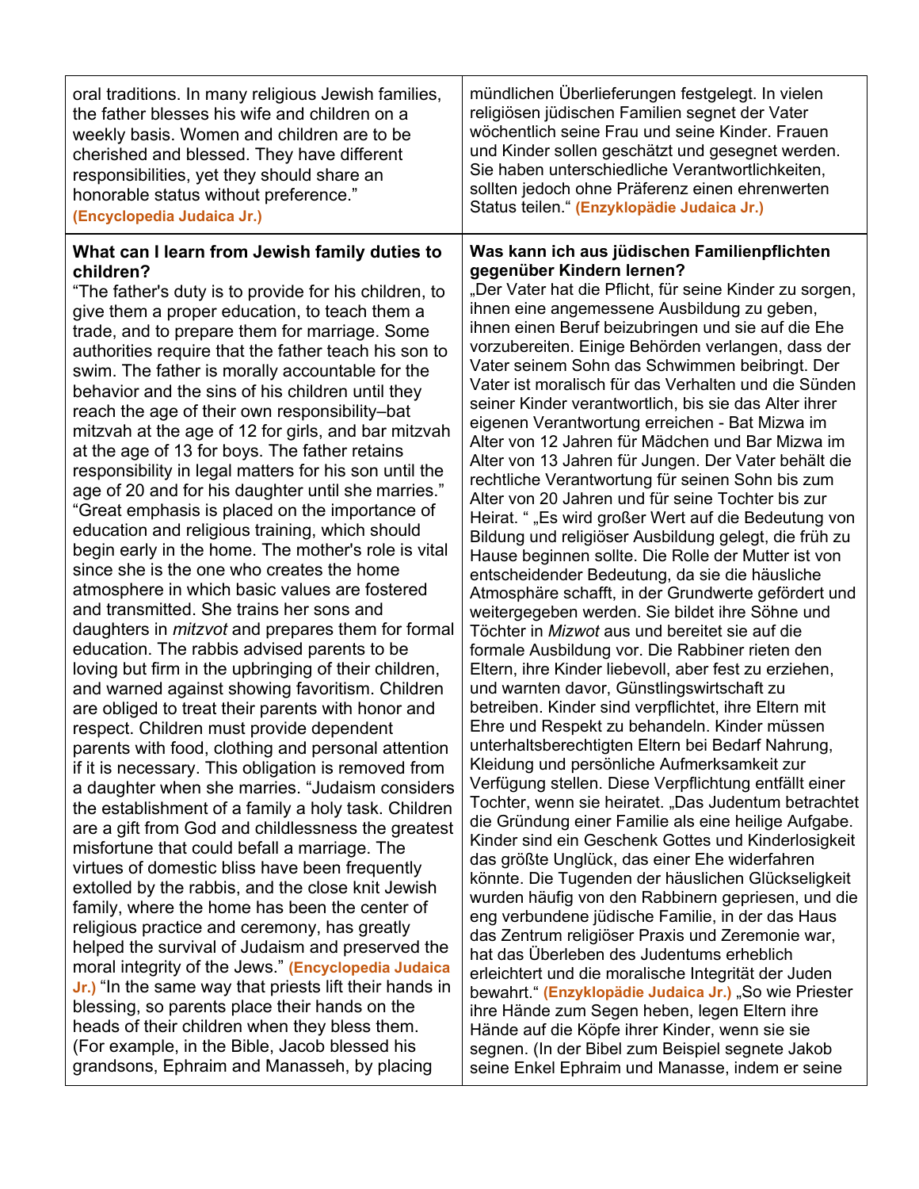| | |
|---|---|
| oral traditions. In many religious Jewish families, the father blesses his wife and children on a weekly basis. Women and children are to be cherished and blessed. They have different responsibilities, yet they should share an honorable status without preference." **(Encyclopedia Judaica Jr.)** | mündlichen Überlieferungen festgelegt. In vielen religiösen jüdischen Familien segnet der Vater wöchentlich seine Frau und seine Kinder. Frauen und Kinder sollen geschätzt und gesegnet werden. Sie haben unterschiedliche Verantwortlichkeiten, sollten jedoch ohne Präferenz einen ehrenwerten Status teilen." **(Enzyklopädie Judaica Jr.)** |
| **What can I learn from Jewish family duties to children?** "The father's duty is to provide for his children, to give them a proper education, to teach them a trade, and to prepare them for marriage. Some authorities require that the father teach his son to swim. The father is morally accountable for the behavior and the sins of his children until they reach the age of their own responsibility–bat mitzvah at the age of 12 for girls, and bar mitzvah at the age of 13 for boys. The father retains responsibility in legal matters for his son until the age of 20 and for his daughter until she marries." "Great emphasis is placed on the importance of education and religious training, which should begin early in the home. The mother's role is vital since she is the one who creates the home atmosphere in which basic values are fostered and transmitted. She trains her sons and daughters in *mitzvot* and prepares them for formal education. The rabbis advised parents to be loving but firm in the upbringing of their children, and warned against showing favoritism. Children are obliged to treat their parents with honor and respect. Children must provide dependent parents with food, clothing and personal attention if it is necessary. This obligation is removed from a daughter when she marries. "Judaism considers the establishment of a family a holy task. Children are a gift from God and childlessness the greatest misfortune that could befall a marriage. The virtues of domestic bliss have been frequently extolled by the rabbis, and the close knit Jewish family, where the home has been the center of religious practice and ceremony, has greatly helped the survival of Judaism and preserved the moral integrity of the Jews." **(Encyclopedia Judaica Jr.)** "In the same way that priests lift their hands in blessing, so parents place their hands on the heads of their children when they bless them. (For example, in the Bible, Jacob blessed his grandsons, Ephraim and Manasseh, by placing | **Was kann ich aus jüdischen Familienpflichten gegenüber Kindern lernen?** „Der Vater hat die Pflicht, für seine Kinder zu sorgen, ihnen eine angemessene Ausbildung zu geben, ihnen einen Beruf beizubringen und sie auf die Ehe vorzubereiten. Einige Behörden verlangen, dass der Vater seinem Sohn das Schwimmen beibringt. Der Vater ist moralisch für das Verhalten und die Sünden seiner Kinder verantwortlich, bis sie das Alter ihrer eigenen Verantwortung erreichen - Bat Mizwa im Alter von 12 Jahren für Mädchen und Bar Mizwa im Alter von 13 Jahren für Jungen. Der Vater behält die rechtliche Verantwortung für seinen Sohn bis zum Alter von 20 Jahren und für seine Tochter bis zur Heirat. " „Es wird großer Wert auf die Bedeutung von Bildung und religiöser Ausbildung gelegt, die früh zu Hause beginnen sollte. Die Rolle der Mutter ist von entscheidender Bedeutung, da sie die häusliche Atmosphäre schafft, in der Grundwerte gefördert und weitergegeben werden. Sie bildet ihre Söhne und Töchter in *Mizwot* aus und bereitet sie auf die formale Ausbildung vor. Die Rabbiner rieten den Eltern, ihre Kinder liebevoll, aber fest zu erziehen, und warnten davor, Günstlingswirtschaft zu betreiben. Kinder sind verpflichtet, ihre Eltern mit Ehre und Respekt zu behandeln. Kinder müssen unterhaltsberechtigten Eltern bei Bedarf Nahrung, Kleidung und persönliche Aufmerksamkeit zur Verfügung stellen. Diese Verpflichtung entfällt einer Tochter, wenn sie heiratet. „Das Judentum betrachtet die Gründung einer Familie als eine heilige Aufgabe. Kinder sind ein Geschenk Gottes und Kinderlosigkeit das größte Unglück, das einer Ehe widerfahren könnte. Die Tugenden der häuslichen Glückseligkeit wurden häufig von den Rabbinern gepriesen, und die eng verbundene jüdische Familie, in der das Haus das Zentrum religiöser Praxis und Zeremonie war, hat das Überleben des Judentums erheblich erleichtert und die moralische Integrität der Juden bewahrt." **(Enzyklopädie Judaica Jr.)** „So wie Priester ihre Hände zum Segen heben, legen Eltern ihre Hände auf die Köpfe ihrer Kinder, wenn sie sie segnen. (In der Bibel zum Beispiel segnete Jakob seine Enkel Ephraim und Manasse, indem er seine |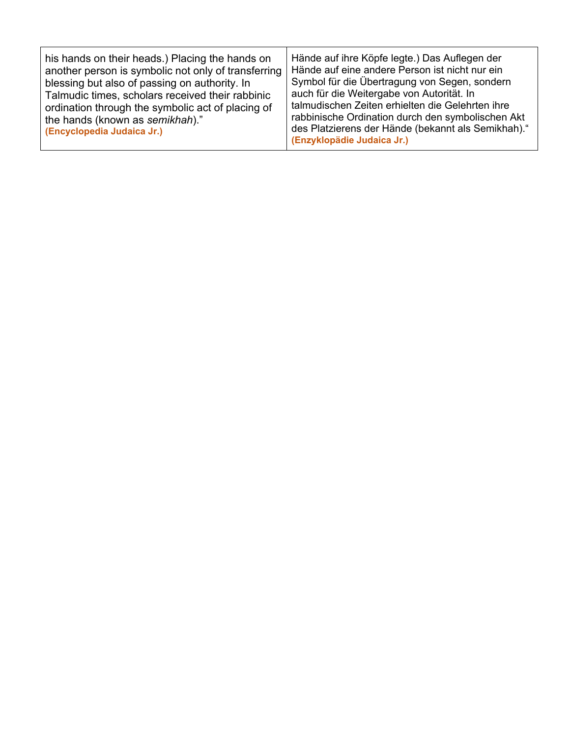| | |
|---|---|
| his hands on their heads.) Placing the hands on another person is symbolic not only of transferring blessing but also of passing on authority. In Talmudic times, scholars received their rabbinic ordination through the symbolic act of placing of the hands (known as *semikhah*)." **(Encyclopedia Judaica Jr.)** | Hände auf ihre Köpfe legte.) Das Auflegen der Hände auf eine andere Person ist nicht nur ein Symbol für die Übertragung von Segen, sondern auch für die Weitergabe von Autorität. In talmudischen Zeiten erhielten die Gelehrten ihre rabbinische Ordination durch den symbolischen Akt des Platzierens der Hände (bekannt als Semikhah)." **(Enzyklopädie Judaica Jr.)** |